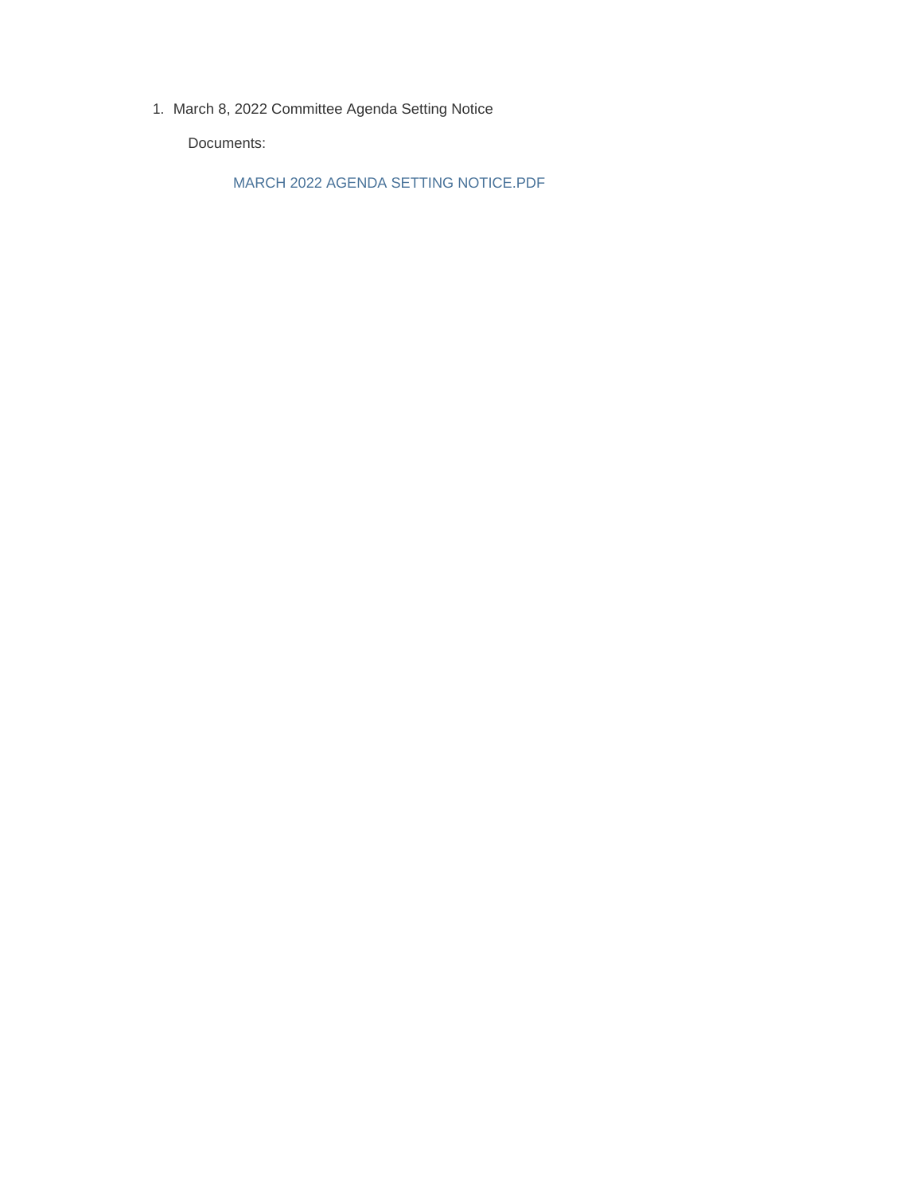1. March 8, 2022 Committee Agenda Setting Notice

   Documents:

   MARCH 2022 AGENDA SETTING NOTICE.PDF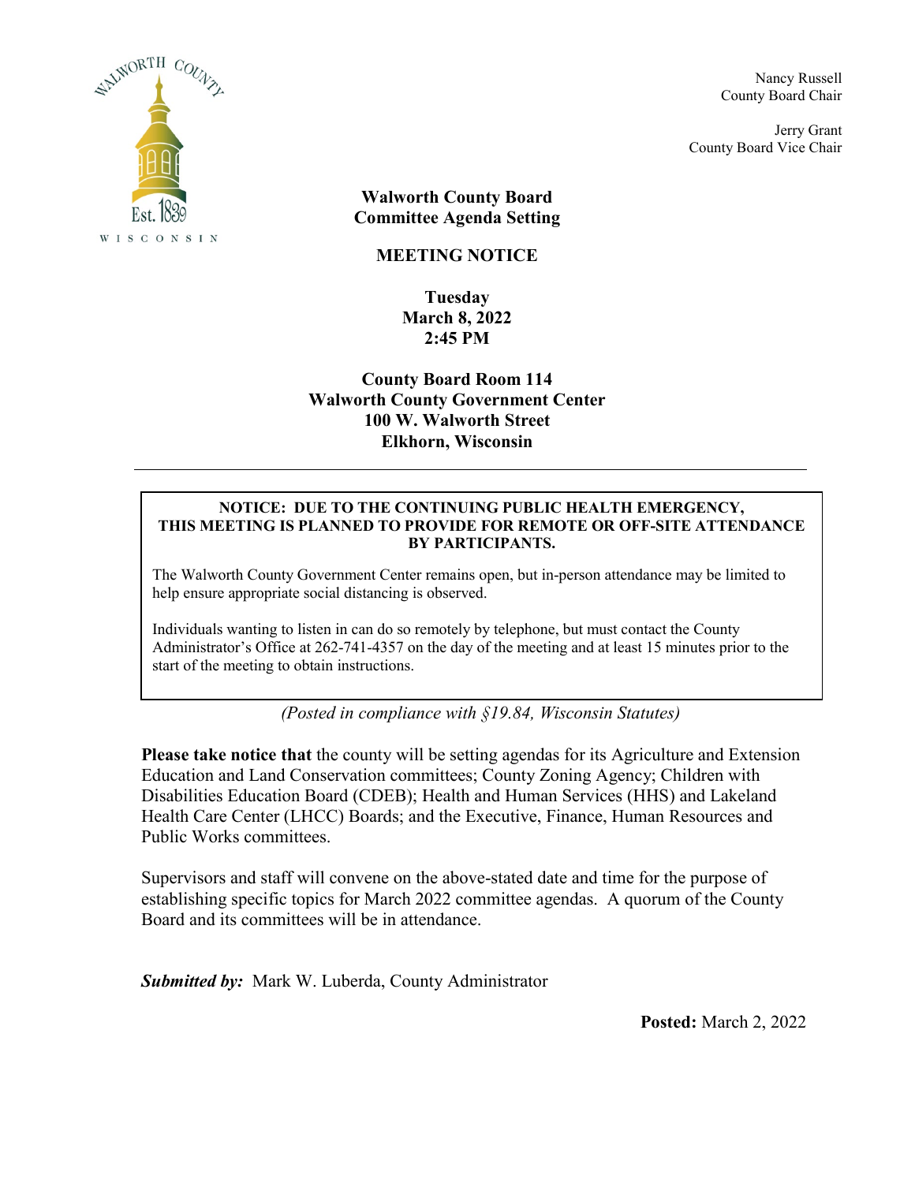WALWORTH COUNTY
Est. 1839
WISCONSIN

Nancy Russell
County Board Chair

Jerry Grant
County Board Vice Chair

**Walworth County Board**
**Committee Agenda Setting**

**MEETING NOTICE**

**Tuesday**
**March 8, 2022**
**2:45 PM**

**County Board Room 114**
**Walworth County Government Center**
**100 W. Walworth Street**
**Elkhorn, Wisconsin**

---

**NOTICE: DUE TO THE CONTINUING PUBLIC HEALTH EMERGENCY, THIS MEETING IS PLANNED TO PROVIDE FOR REMOTE OR OFF-SITE ATTENDANCE BY PARTICIPANTS.**

The Walworth County Government Center remains open, but in-person attendance may be limited to help ensure appropriate social distancing is observed.

Individuals wanting to listen in can do so remotely by telephone, but must contact the County Administrator's Office at 262-741-4357 on the day of the meeting and at least 15 minutes prior to the start of the meeting to obtain instructions.

*(Posted in compliance with §19.84, Wisconsin Statutes)*

**Please take notice that** the county will be setting agendas for its Agriculture and Extension Education and Land Conservation committees; County Zoning Agency; Children with Disabilities Education Board (CDEB); Health and Human Services (HHS) and Lakeland Health Care Center (LHCC) Boards; and the Executive, Finance, Human Resources and Public Works committees.

Supervisors and staff will convene on the above-stated date and time for the purpose of establishing specific topics for March 2022 committee agendas. A quorum of the County Board and its committees will be in attendance.

***Submitted by:*** Mark W. Luberda, County Administrator

**Posted:** March 2, 2022